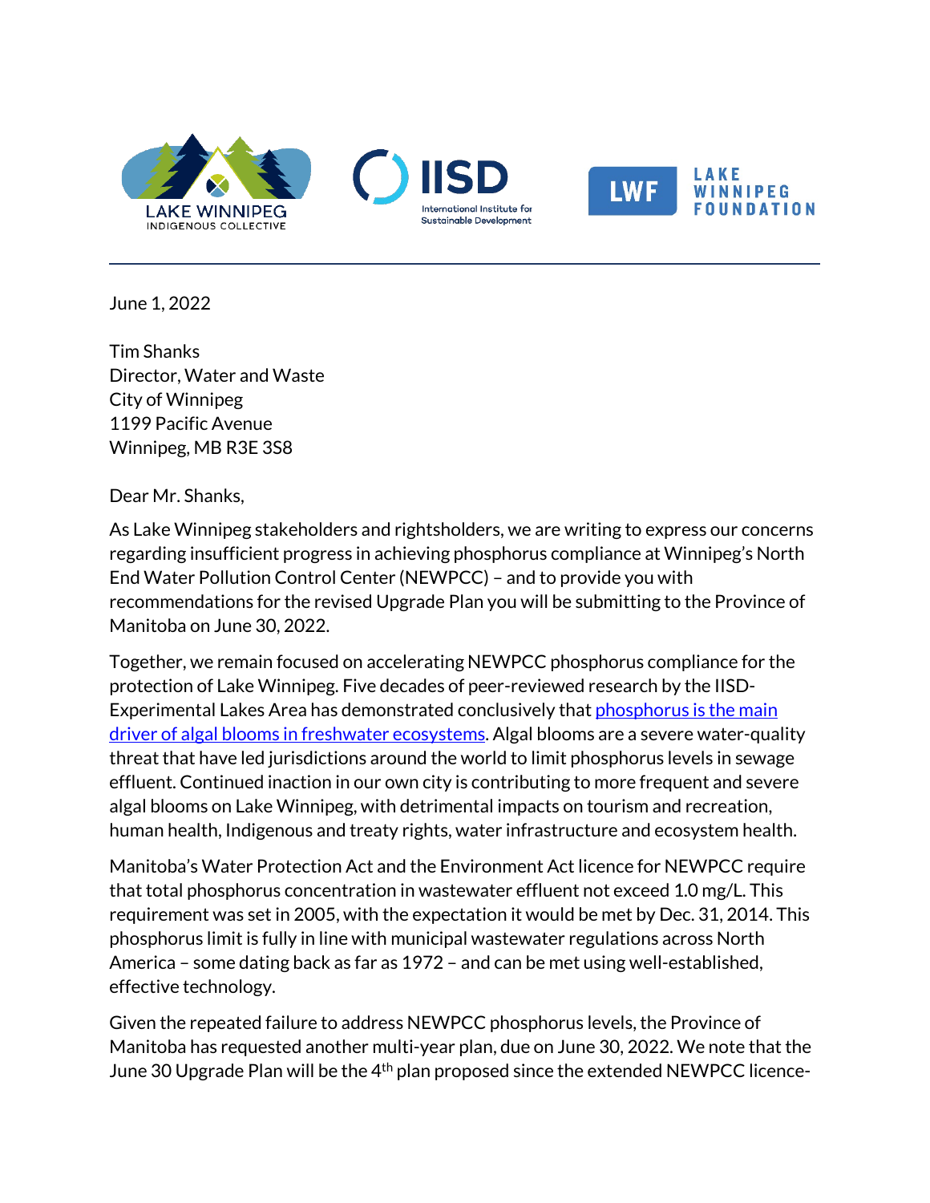LAKE WINNIPEG INDIGENOUS COLLECTIVE

IISD International Institute for Sustainable Development

LWF LAKE WINNIPEG FOUNDATION

June 1, 2022

Tim Shanks
Director, Water and Waste
City of Winnipeg
1199 Pacific Avenue
Winnipeg, MB R3E 3S8

Dear Mr. Shanks,

As Lake Winnipeg stakeholders and rightsholders, we are writing to express our concerns regarding insufficient progress in achieving phosphorus compliance at Winnipeg's North End Water Pollution Control Center (NEWPCC) – and to provide you with recommendations for the revised Upgrade Plan you will be submitting to the Province of Manitoba on June 30, 2022.

Together, we remain focused on accelerating NEWPCC phosphorus compliance for the protection of Lake Winnipeg. Five decades of peer-reviewed research by the IISD-Experimental Lakes Area has demonstrated conclusively that [phosphorus is the main driver of algal blooms in freshwater ecosystems](). Algal blooms are a severe water-quality threat that have led jurisdictions around the world to limit phosphorus levels in sewage effluent. Continued inaction in our own city is contributing to more frequent and severe algal blooms on Lake Winnipeg, with detrimental impacts on tourism and recreation, human health, Indigenous and treaty rights, water infrastructure and ecosystem health.

Manitoba's Water Protection Act and the Environment Act licence for NEWPCC require that total phosphorus concentration in wastewater effluent not exceed 1.0 mg/L. This requirement was set in 2005, with the expectation it would be met by Dec. 31, 2014. This phosphorus limit is fully in line with municipal wastewater regulations across North America – some dating back as far as 1972 – and can be met using well-established, effective technology.

Given the repeated failure to address NEWPCC phosphorus levels, the Province of Manitoba has requested another multi-year plan, due on June 30, 2022. We note that the June 30 Upgrade Plan will be the 4th plan proposed since the extended NEWPCC licence-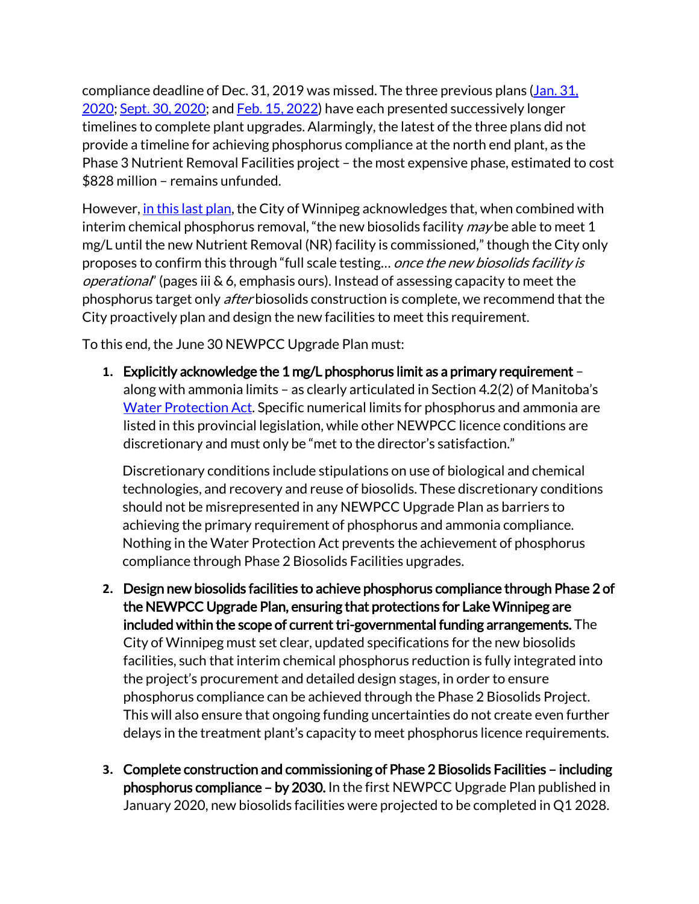compliance deadline of Dec. 31, 2019 was missed. The three previous plans (Jan. 31, 2020; Sept. 30, 2020; and Feb. 15, 2022) have each presented successively longer timelines to complete plant upgrades. Alarmingly, the latest of the three plans did not provide a timeline for achieving phosphorus compliance at the north end plant, as the Phase 3 Nutrient Removal Facilities project – the most expensive phase, estimated to cost $828 million – remains unfunded.

However, in this last plan, the City of Winnipeg acknowledges that, when combined with interim chemical phosphorus removal, "the new biosolids facility *may* be able to meet 1 mg/L until the new Nutrient Removal (NR) facility is commissioned," though the City only proposes to confirm this through "full scale testing… *once the new biosolids facility is operational*" (pages iii & 6, emphasis ours). Instead of assessing capacity to meet the phosphorus target only *after* biosolids construction is complete, we recommend that the City proactively plan and design the new facilities to meet this requirement.

To this end, the June 30 NEWPCC Upgrade Plan must:

1. **Explicitly acknowledge the 1 mg/L phosphorus limit as a primary requirement** – along with ammonia limits – as clearly articulated in Section 4.2(2) of Manitoba's Water Protection Act. Specific numerical limits for phosphorus and ammonia are listed in this provincial legislation, while other NEWPCC licence conditions are discretionary and must only be "met to the director's satisfaction."

   Discretionary conditions include stipulations on use of biological and chemical technologies, and recovery and reuse of biosolids. These discretionary conditions should not be misrepresented in any NEWPCC Upgrade Plan as barriers to achieving the primary requirement of phosphorus and ammonia compliance. Nothing in the Water Protection Act prevents the achievement of phosphorus compliance through Phase 2 Biosolids Facilities upgrades.

2. **Design new biosolids facilities to achieve phosphorus compliance through Phase 2 of the NEWPCC Upgrade Plan, ensuring that protections for Lake Winnipeg are included within the scope of current tri-governmental funding arrangements.** The City of Winnipeg must set clear, updated specifications for the new biosolids facilities, such that interim chemical phosphorus reduction is fully integrated into the project's procurement and detailed design stages, in order to ensure phosphorus compliance can be achieved through the Phase 2 Biosolids Project. This will also ensure that ongoing funding uncertainties do not create even further delays in the treatment plant's capacity to meet phosphorus licence requirements.

3. **Complete construction and commissioning of Phase 2 Biosolids Facilities – including phosphorus compliance – by 2030.** In the first NEWPCC Upgrade Plan published in January 2020, new biosolids facilities were projected to be completed in Q1 2028.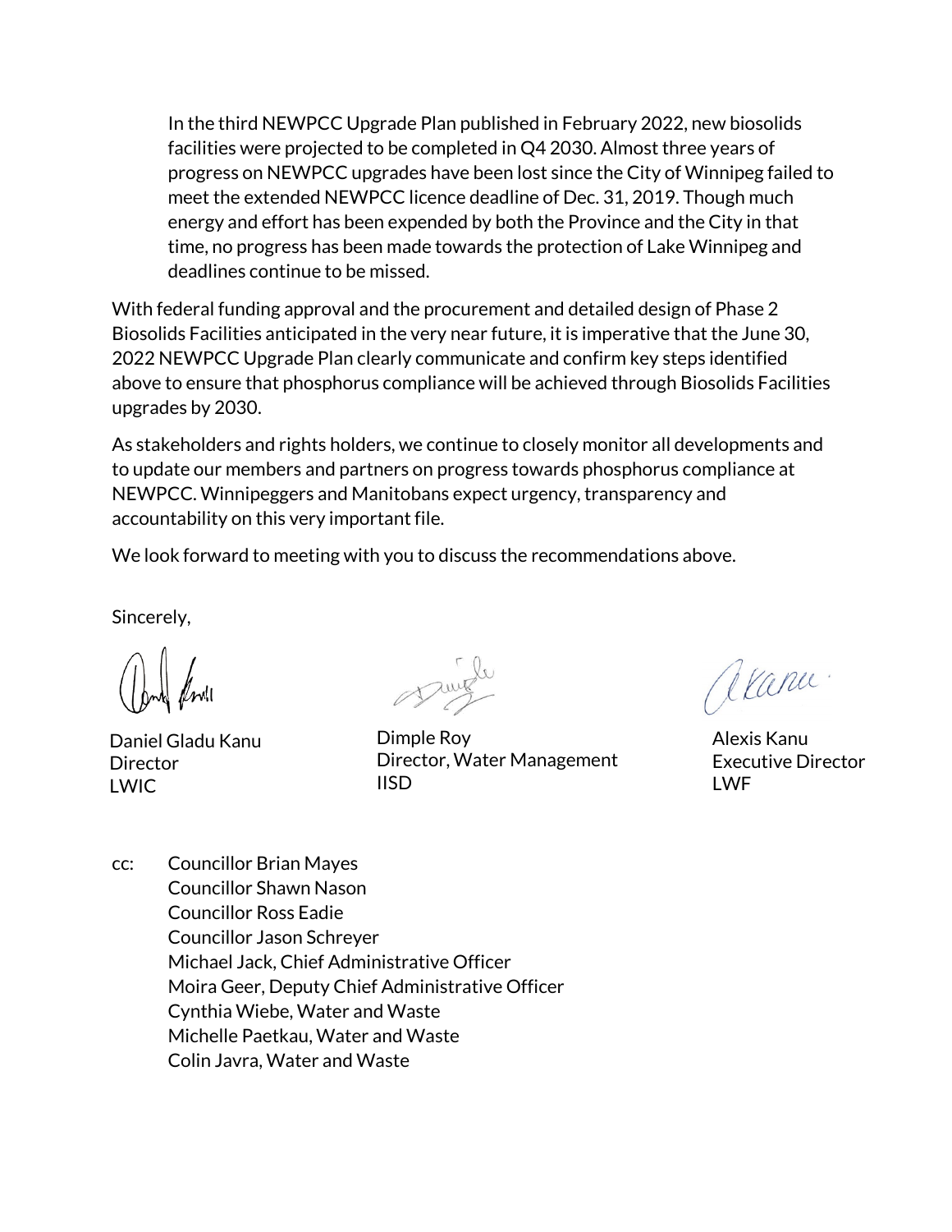In the third NEWPCC Upgrade Plan published in February 2022, new biosolids facilities were projected to be completed in Q4 2030. Almost three years of progress on NEWPCC upgrades have been lost since the City of Winnipeg failed to meet the extended NEWPCC licence deadline of Dec. 31, 2019. Though much energy and effort has been expended by both the Province and the City in that time, no progress has been made towards the protection of Lake Winnipeg and deadlines continue to be missed.

With federal funding approval and the procurement and detailed design of Phase 2 Biosolids Facilities anticipated in the very near future, it is imperative that the June 30, 2022 NEWPCC Upgrade Plan clearly communicate and confirm key steps identified above to ensure that phosphorus compliance will be achieved through Biosolids Facilities upgrades by 2030.

As stakeholders and rights holders, we continue to closely monitor all developments and to update our members and partners on progress towards phosphorus compliance at NEWPCC. Winnipeggers and Manitobans expect urgency, transparency and accountability on this very important file.

We look forward to meeting with you to discuss the recommendations above.

Sincerely,

Daniel Gladu Kanu
Director
LWIC

Dimple Roy
Director, Water Management
IISD

Alexis Kanu
Executive Director
LWF

cc: Councillor Brian Mayes
Councillor Shawn Nason
Councillor Ross Eadie
Councillor Jason Schreyer
Michael Jack, Chief Administrative Officer
Moira Geer, Deputy Chief Administrative Officer
Cynthia Wiebe, Water and Waste
Michelle Paetkau, Water and Waste
Colin Javra, Water and Waste